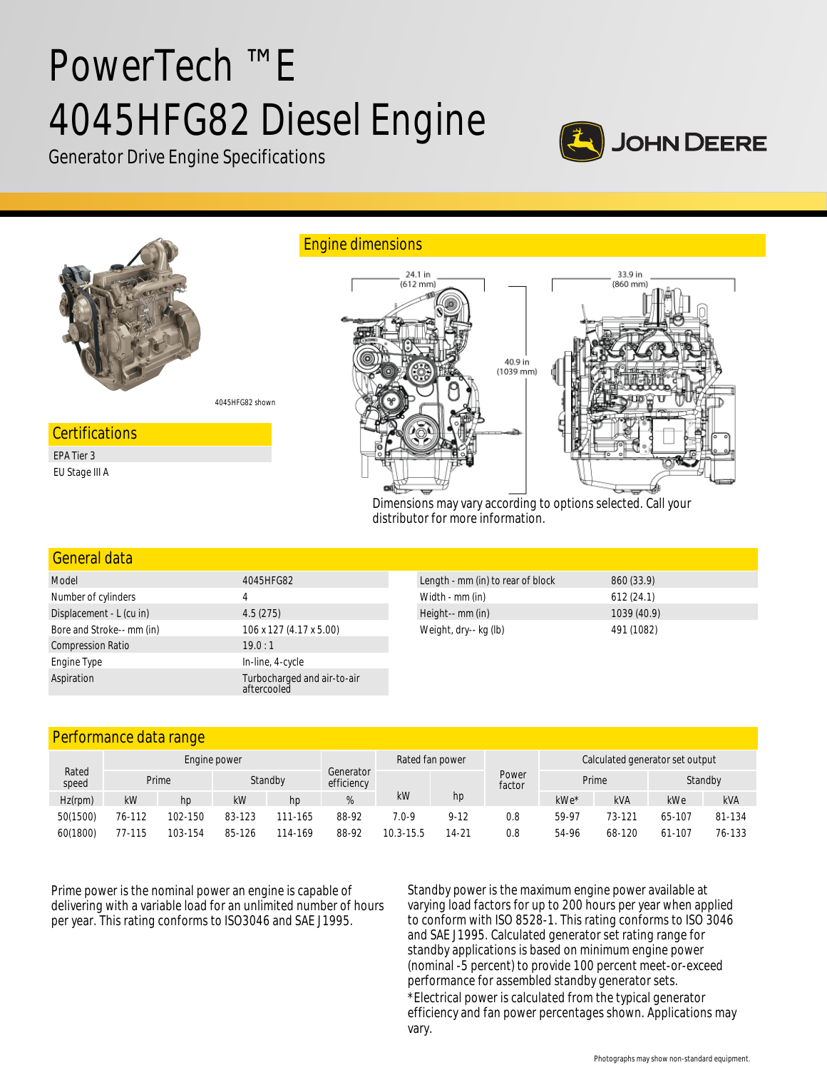# PowerTech ™E 4045HFG82 Diesel Engine

Generator Drive Engine Specifications

JOHN DEERE

4045HFG82 shown

## Certifications

EPA Tier 3

EU Stage III A

## Engine dimensions

24.1 in (612 mm)

33.9 in (860 mm)

40.9 in (1039 mm)

Dimensions may vary according to options selected. Call your distributor for more information.

## General data

| Model | 4045HFG82 |
|---|---|
| Number of cylinders | 4 |
| Displacement - L (cu in) | 4.5 (275) |
| Bore and Stroke-- mm (in) | 106 x 127 (4.17 x 5.00) |
| Compression Ratio | 19.0 : 1 |
| Engine Type | In-line, 4-cycle |
| Aspiration | Turbocharged and air-to-air aftercooled |

| Length - mm (in) to rear of block | 860 (33.9) |
|---|---|
| Width - mm (in) | 612 (24.1) |
| Height-- mm (in) | 1039 (40.9) |
| Weight, dry-- kg (lb) | 491 (1082) |

## Performance data range

| Rated speed | Engine power | | | | Generator efficiency | Rated fan power | | Power factor | Calculated generator set output | | | |
|---|---|---|---|---|---|---|---|---|---|---|---|---|
| | Prime | | Standby | | | | | | Prime | | Standby | |
| Hz(rpm) | kW | hp | kW | hp | % | kW | hp | | kWe* | kVA | kWe | kVA |
| 50(1500) | 76-112 | 102-150 | 83-123 | 111-165 | 88-92 | 7.0-9 | 9-12 | 0.8 | 59-97 | 73-121 | 65-107 | 81-134 |
| 60(1800) | 77-115 | 103-154 | 85-126 | 114-169 | 88-92 | 10.3-15.5 | 14-21 | 0.8 | 54-96 | 68-120 | 61-107 | 76-133 |

Prime power is the nominal power an engine is capable of delivering with a variable load for an unlimited number of hours per year. This rating conforms to ISO3046 and SAE J1995.

Standby power is the maximum engine power available at varying load factors for up to 200 hours per year when applied to conform with ISO 8528-1. This rating conforms to ISO 3046 and SAE J1995. Calculated generator set rating range for standby applications is based on minimum engine power (nominal -5 percent) to provide 100 percent meet-or-exceed performance for assembled standby generator sets.

*Electrical power is calculated from the typical generator efficiency and fan power percentages shown. Applications may vary.

Photographs may show non-standard equipment.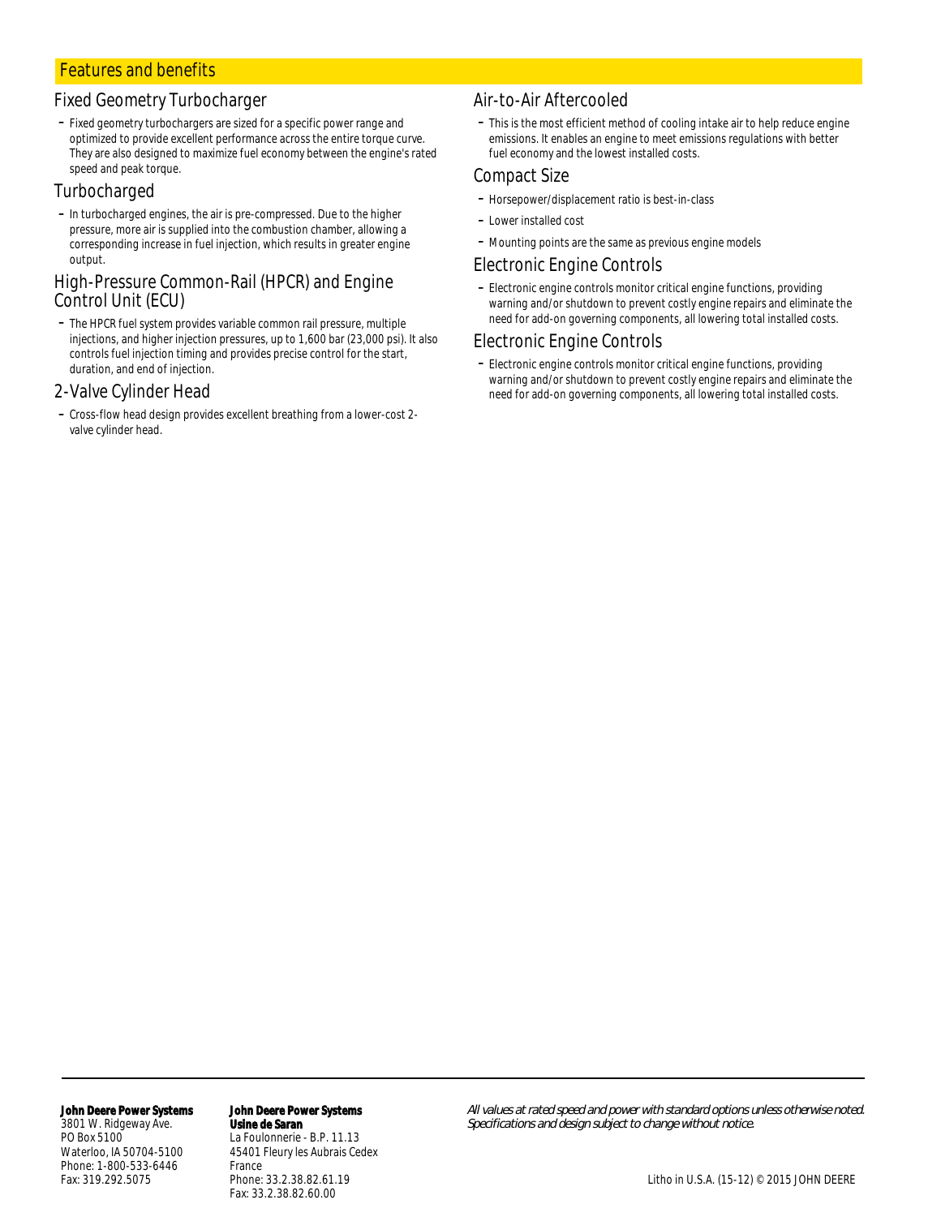## Features and benefits

### Fixed Geometry Turbocharger

- Fixed geometry turbochargers are sized for a specific power range and optimized to provide excellent performance across the entire torque curve. They are also designed to maximize fuel economy between the engine's rated speed and peak torque.

### Turbocharged

- In turbocharged engines, the air is pre-compressed. Due to the higher pressure, more air is supplied into the combustion chamber, allowing a corresponding increase in fuel injection, which results in greater engine output.

### High-Pressure Common-Rail (HPCR) and Engine Control Unit (ECU)

- The HPCR fuel system provides variable common rail pressure, multiple injections, and higher injection pressures, up to 1,600 bar (23,000 psi). It also controls fuel injection timing and provides precise control for the start, duration, and end of injection.

### 2-Valve Cylinder Head

- Cross-flow head design provides excellent breathing from a lower-cost 2-valve cylinder head.

### Air-to-Air Aftercooled

- This is the most efficient method of cooling intake air to help reduce engine emissions. It enables an engine to meet emissions regulations with better fuel economy and the lowest installed costs.

### Compact Size

- Horsepower/displacement ratio is best-in-class
- Lower installed cost
- Mounting points are the same as previous engine models

### Electronic Engine Controls

- Electronic engine controls monitor critical engine functions, providing warning and/or shutdown to prevent costly engine repairs and eliminate the need for add-on governing components, all lowering total installed costs.

### Electronic Engine Controls

- Electronic engine controls monitor critical engine functions, providing warning and/or shutdown to prevent costly engine repairs and eliminate the need for add-on governing components, all lowering total installed costs.

---

**John Deere Power Systems**
3801 W. Ridgeway Ave.
PO Box 5100
Waterloo, IA 50704-5100
Phone: 1-800-533-6446
Fax: 319.292.5075

**John Deere Power Systems**
**Usine de Saran**
La Foulonnerie - B.P. 11.13
45401 Fleury les Aubrais Cedex
France
Phone: 33.2.38.82.61.19
Fax: 33.2.38.82.60.00

*All values at rated speed and power with standard options unless otherwise noted.*
*Specifications and design subject to change without notice.*

Litho in U.S.A. (15-12) © 2015 JOHN DEERE